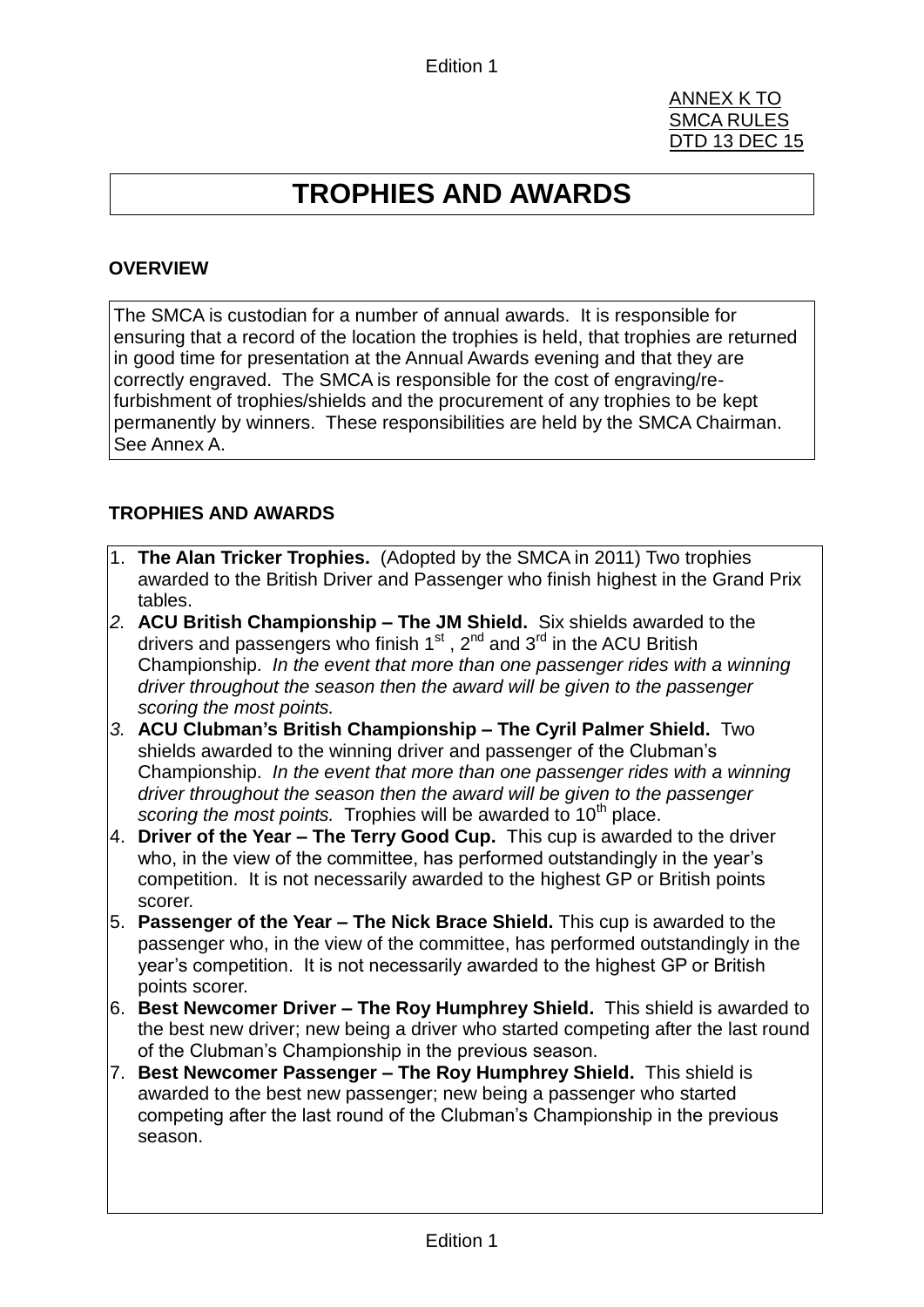ANNEX K TO
SMCA RULES
DTD 13 DEC 15

# TROPHIES AND AWARDS

## OVERVIEW

The SMCA is custodian for a number of annual awards. It is responsible for ensuring that a record of the location the trophies is held, that trophies are returned in good time for presentation at the Annual Awards evening and that they are correctly engraved. The SMCA is responsible for the cost of engraving/re-furbishment of trophies/shields and the procurement of any trophies to be kept permanently by winners. These responsibilities are held by the SMCA Chairman. See Annex A.

## TROPHIES AND AWARDS

1. **The Alan Tricker Trophies.** (Adopted by the SMCA in 2011) Two trophies awarded to the British Driver and Passenger who finish highest in the Grand Prix tables.
2. **ACU British Championship – The JM Shield.** Six shields awarded to the drivers and passengers who finish 1st, 2nd and 3rd in the ACU British Championship. *In the event that more than one passenger rides with a winning driver throughout the season then the award will be given to the passenger scoring the most points.*
3. **ACU Clubman's British Championship – The Cyril Palmer Shield.** Two shields awarded to the winning driver and passenger of the Clubman's Championship. *In the event that more than one passenger rides with a winning driver throughout the season then the award will be given to the passenger scoring the most points.* Trophies will be awarded to 10th place.
4. **Driver of the Year – The Terry Good Cup.** This cup is awarded to the driver who, in the view of the committee, has performed outstandingly in the year's competition. It is not necessarily awarded to the highest GP or British points scorer.
5. **Passenger of the Year – The Nick Brace Shield.** This cup is awarded to the passenger who, in the view of the committee, has performed outstandingly in the year's competition. It is not necessarily awarded to the highest GP or British points scorer.
6. **Best Newcomer Driver – The Roy Humphrey Shield.** This shield is awarded to the best new driver; new being a driver who started competing after the last round of the Clubman's Championship in the previous season.
7. **Best Newcomer Passenger – The Roy Humphrey Shield.** This shield is awarded to the best new passenger; new being a passenger who started competing after the last round of the Clubman's Championship in the previous season.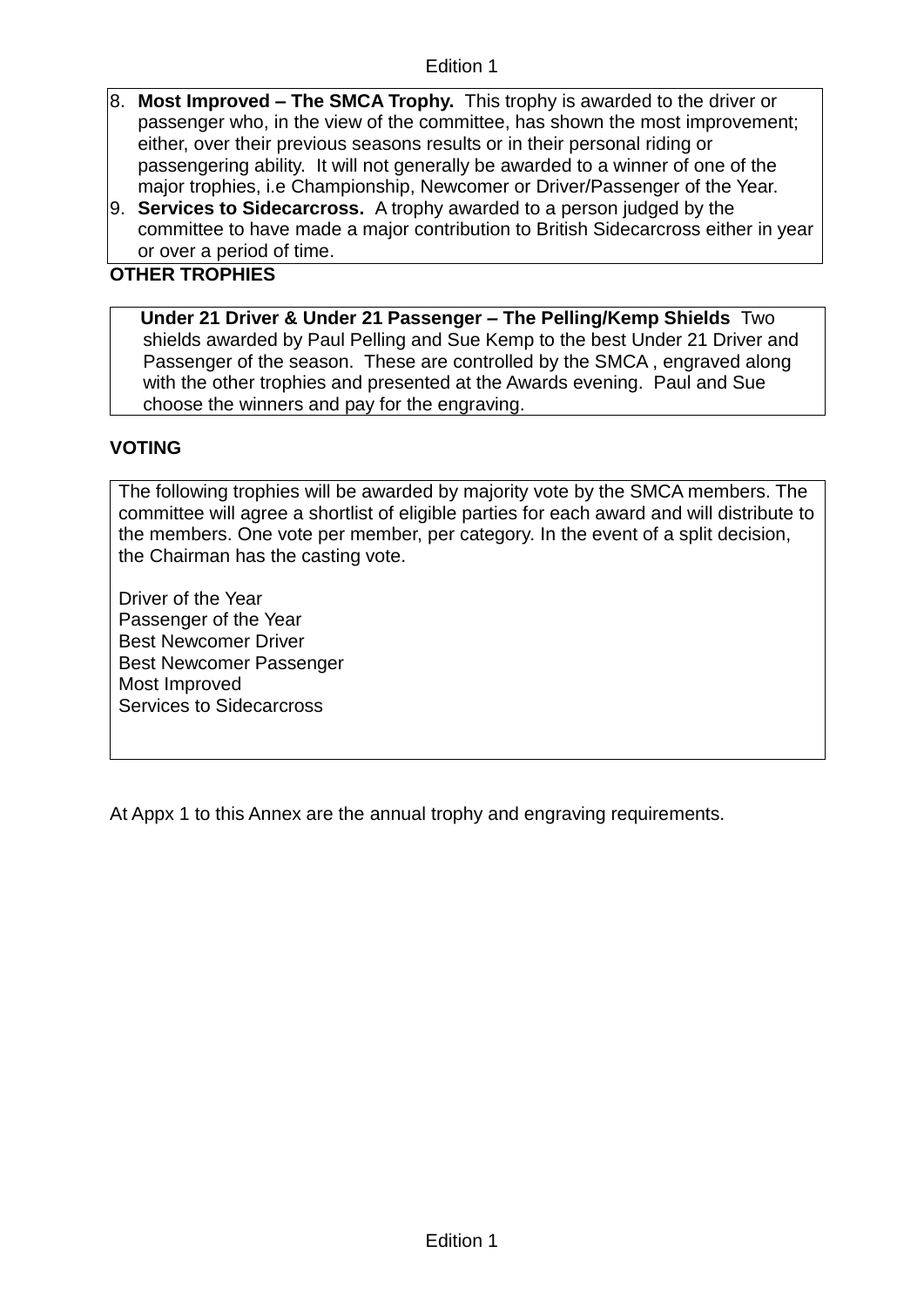8. **Most Improved – The SMCA Trophy.** This trophy is awarded to the driver or passenger who, in the view of the committee, has shown the most improvement; either, over their previous seasons results or in their personal riding or passengering ability. It will not generally be awarded to a winner of one of the major trophies, i.e Championship, Newcomer or Driver/Passenger of the Year.
9. **Services to Sidecarcross.** A trophy awarded to a person judged by the committee to have made a major contribution to British Sidecarcross either in year or over a period of time.

**OTHER TROPHIES**

**Under 21 Driver & Under 21 Passenger – The Pelling/Kemp Shields** Two shields awarded by Paul Pelling and Sue Kemp to the best Under 21 Driver and Passenger of the season. These are controlled by the SMCA , engraved along with the other trophies and presented at the Awards evening. Paul and Sue choose the winners and pay for the engraving.

**VOTING**

The following trophies will be awarded by majority vote by the SMCA members. The committee will agree a shortlist of eligible parties for each award and will distribute to the members. One vote per member, per category. In the event of a split decision, the Chairman has the casting vote.

Driver of the Year
Passenger of the Year
Best Newcomer Driver
Best Newcomer Passenger
Most Improved
Services to Sidecarcross

At Appx 1 to this Annex are the annual trophy and engraving requirements.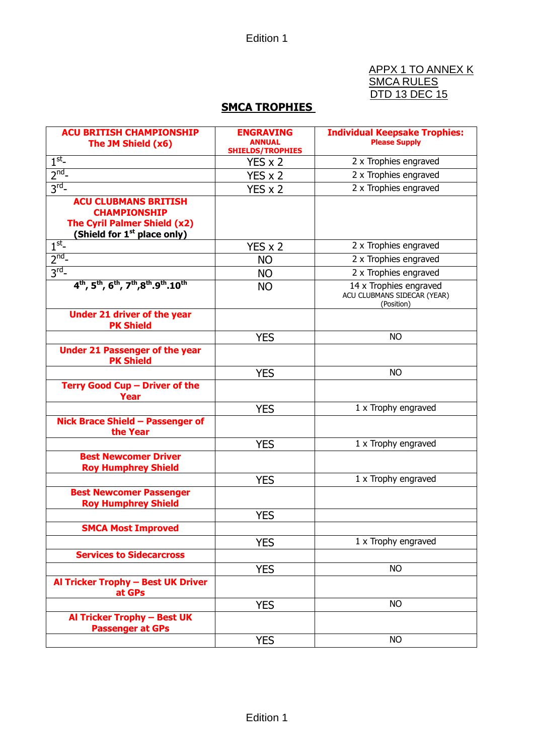APPX 1 TO ANNEX K
SMCA RULES
DTD 13 DEC 15

## SMCA TROPHIES

| ACU BRITISH CHAMPIONSHIP The JM Shield (x6) | ENGRAVING ANNUAL SHIELDS/TROPHIES | Individual Keepsake Trophies: Please Supply |
|---|---|---|
| 1st- | YES x 2 | 2 x Trophies engraved |
| 2nd- | YES x 2 | 2 x Trophies engraved |
| 3rd- | YES x 2 | 2 x Trophies engraved |
| **ACU CLUBMANS BRITISH CHAMPIONSHIP The Cyril Palmer Shield (x2) (Shield for 1st place only)** | | |
| 1st- | YES x 2 | 2 x Trophies engraved |
| 2nd- | NO | 2 x Trophies engraved |
| 3rd- | NO | 2 x Trophies engraved |
| 4th, 5th, 6th, 7th,8th.9th.10th | NO | 14 x Trophies engraved ACU CLUBMANS SIDECAR (YEAR) (Position) |
| **Under 21 driver of the year PK Shield** | | |
| | YES | NO |
| **Under 21 Passenger of the year PK Shield** | | |
| | YES | NO |
| **Terry Good Cup – Driver of the Year** | | |
| | YES | 1 x Trophy engraved |
| **Nick Brace Shield – Passenger of the Year** | | |
| | YES | 1 x Trophy engraved |
| **Best Newcomer Driver Roy Humphrey Shield** | | |
| | YES | 1 x Trophy engraved |
| **Best Newcomer Passenger Roy Humphrey Shield** | | |
| | YES | |
| **SMCA Most Improved** | | |
| | YES | 1 x Trophy engraved |
| **Services to Sidecarcross** | | |
| | YES | NO |
| **Al Tricker Trophy – Best UK Driver at GPs** | | |
| | YES | NO |
| **Al Tricker Trophy – Best UK Passenger at GPs** | | |
| | YES | NO |